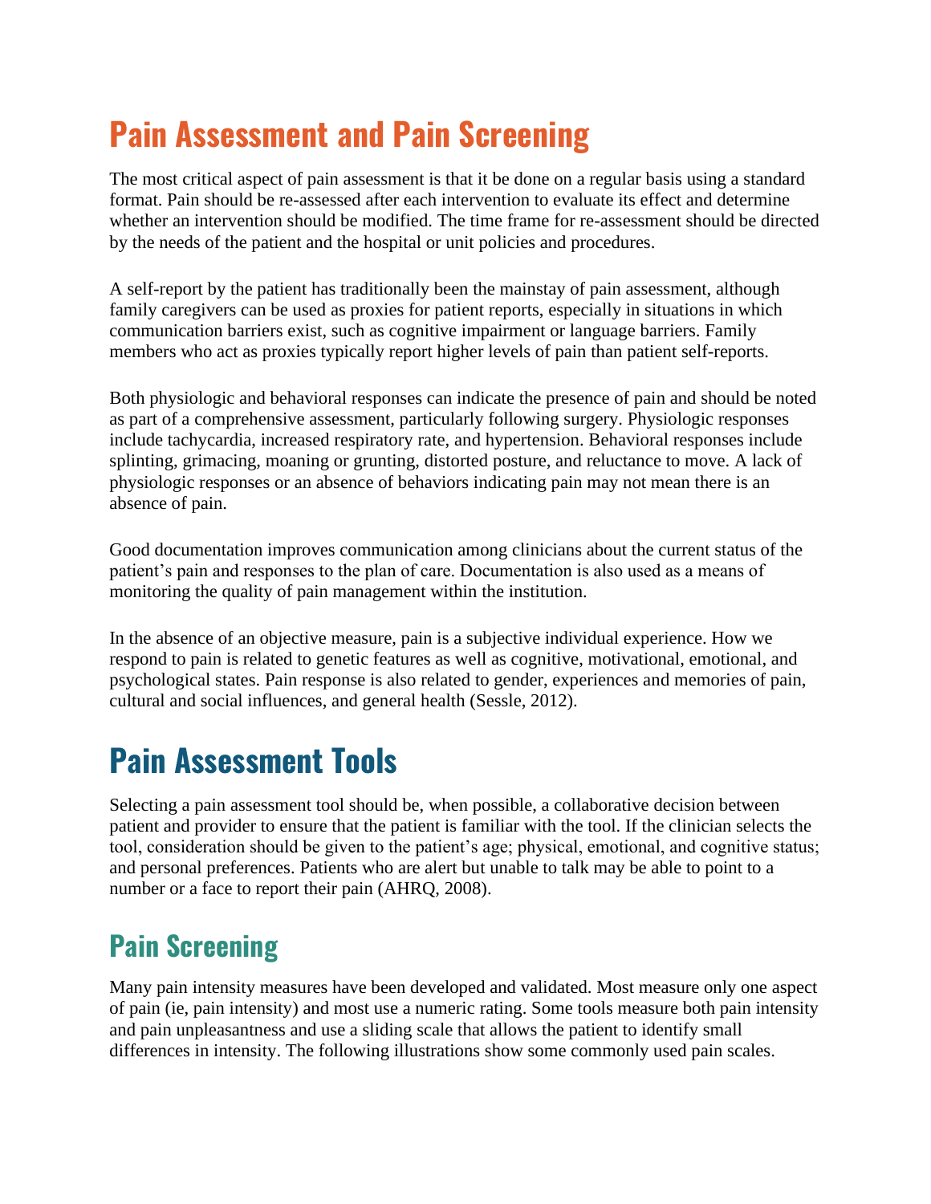# Pain Assessment and Pain Screening

The most critical aspect of pain assessment is that it be done on a regular basis using a standard format. Pain should be re-assessed after each intervention to evaluate its effect and determine whether an intervention should be modified. The time frame for re-assessment should be directed by the needs of the patient and the hospital or unit policies and procedures.

A self-report by the patient has traditionally been the mainstay of pain assessment, although family caregivers can be used as proxies for patient reports, especially in situations in which communication barriers exist, such as cognitive impairment or language barriers. Family members who act as proxies typically report higher levels of pain than patient self-reports.

Both physiologic and behavioral responses can indicate the presence of pain and should be noted as part of a comprehensive assessment, particularly following surgery. Physiologic responses include tachycardia, increased respiratory rate, and hypertension. Behavioral responses include splinting, grimacing, moaning or grunting, distorted posture, and reluctance to move. A lack of physiologic responses or an absence of behaviors indicating pain may not mean there is an absence of pain.

Good documentation improves communication among clinicians about the current status of the patient's pain and responses to the plan of care. Documentation is also used as a means of monitoring the quality of pain management within the institution.

In the absence of an objective measure, pain is a subjective individual experience. How we respond to pain is related to genetic features as well as cognitive, motivational, emotional, and psychological states. Pain response is also related to gender, experiences and memories of pain, cultural and social influences, and general health (Sessle, 2012).

# Pain Assessment Tools

Selecting a pain assessment tool should be, when possible, a collaborative decision between patient and provider to ensure that the patient is familiar with the tool. If the clinician selects the tool, consideration should be given to the patient's age; physical, emotional, and cognitive status; and personal preferences. Patients who are alert but unable to talk may be able to point to a number or a face to report their pain (AHRQ, 2008).

## Pain Screening

Many pain intensity measures have been developed and validated. Most measure only one aspect of pain (ie, pain intensity) and most use a numeric rating. Some tools measure both pain intensity and pain unpleasantness and use a sliding scale that allows the patient to identify small differences in intensity. The following illustrations show some commonly used pain scales.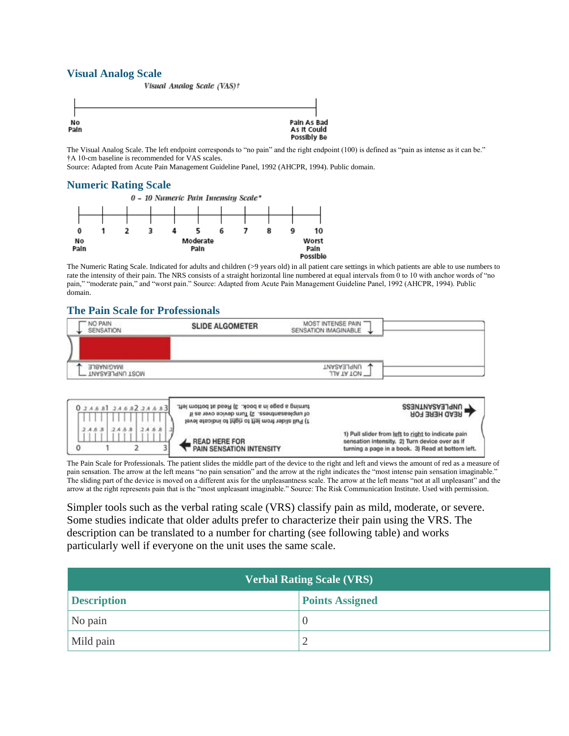### Visual Analog Scale

*Visual Analog Scale (VAS)†*

No Pain — Pain As Bad As It Could Possibly Be

The Visual Analog Scale. The left endpoint corresponds to "no pain" and the right endpoint (100) is defined as "pain as intense as it can be."
†A 10-cm baseline is recommended for VAS scales.
Source: Adapted from Acute Pain Management Guideline Panel, 1992 (AHCPR, 1994). Public domain.

### Numeric Rating Scale

*0 – 10 Numeric Pain Intensity Scale\**

0 1 2 3 4 5 6 7 8 9 10

No Pain — Moderate Pain — Worst Pain Possible

The Numeric Rating Scale. Indicated for adults and children (>9 years old) in all patient care settings in which patients are able to use numbers to rate the intensity of their pain. The NRS consists of a straight horizontal line numbered at equal intervals from 0 to 10 with anchor words of "no pain," "moderate pain," and "worst pain." Source: Adapted from Acute Pain Management Guideline Panel, 1992 (AHCPR, 1994). Public domain.

### The Pain Scale for Professionals

NO PAIN SENSATION — SLIDE ALGOMETER — MOST INTENSE PAIN SENSATION IMAGINABLE

MOST UNPLEASANT IMAGINABLE — NOT AT ALL UNPLEASANT

READ HERE FOR PAIN SENSATION INTENSITY

1) Pull slider from left to right to indicate pain sensation intensity. 2) Turn device over as if turning a page in a book. 3) Read at bottom left.

READ HERE FOR UNPLEASANTNESS

1) Pull slider from left to right to indicate level of unpleasantness. 2) Turn device over as if turning a page in a book. 3) Read at bottom left.

The Pain Scale for Professionals. The patient slides the middle part of the device to the right and left and views the amount of red as a measure of pain sensation. The arrow at the left means "no pain sensation" and the arrow at the right indicates the "most intense pain sensation imaginable." The sliding part of the device is moved on a different axis for the unpleasantness scale. The arrow at the left means "not at all unpleasant" and the arrow at the right represents pain that is the "most unpleasant imaginable." Source: The Risk Communication Institute. Used with permission.

Simpler tools such as the verbal rating scale (VRS) classify pain as mild, moderate, or severe. Some studies indicate that older adults prefer to characterize their pain using the VRS. The description can be translated to a number for charting (see following table) and works particularly well if everyone on the unit uses the same scale.

| Verbal Rating Scale (VRS) | |
|---|---|
| **Description** | **Points Assigned** |
| No pain | 0 |
| Mild pain | 2 |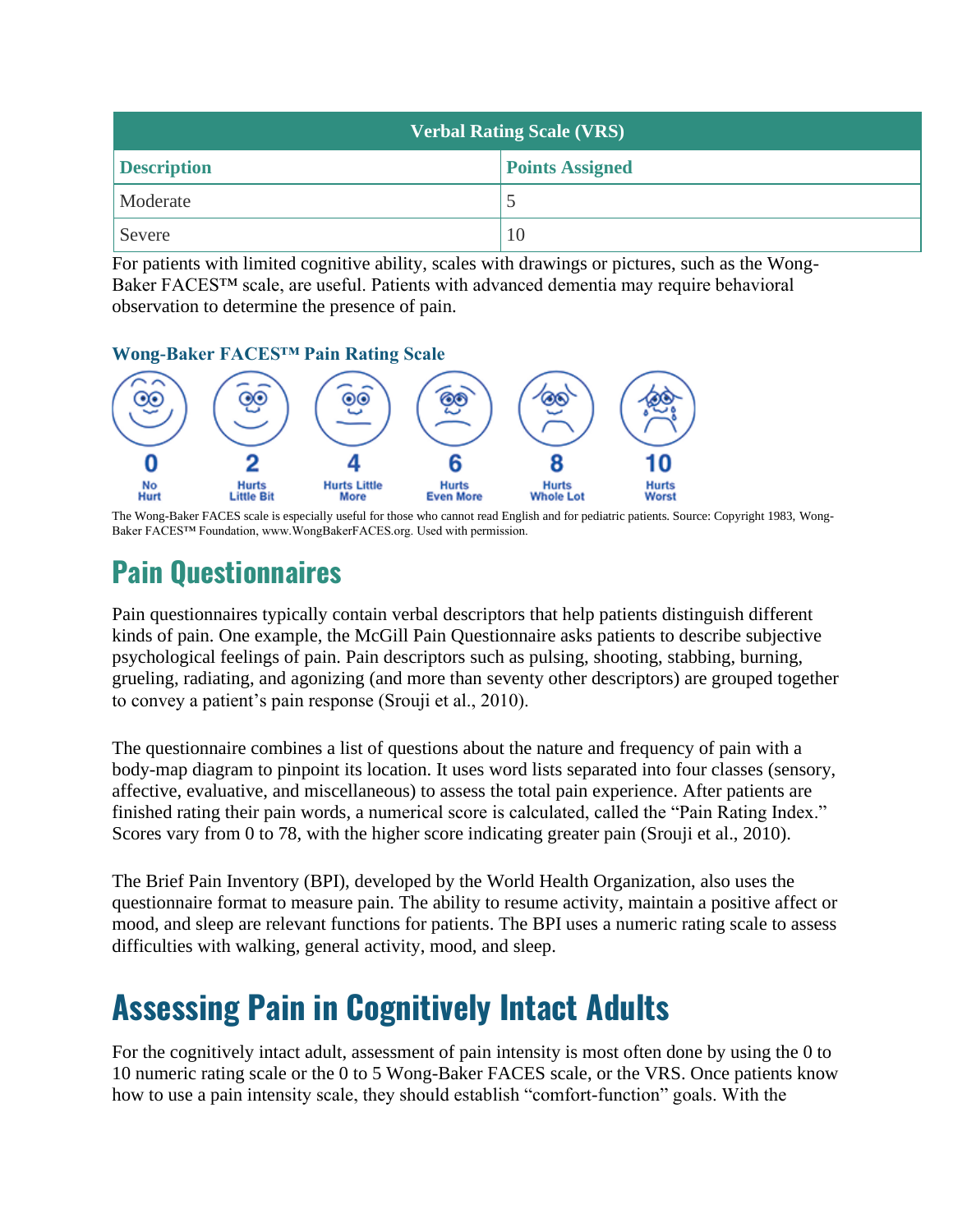| Verbal Rating Scale (VRS) | |
|---|---|
| **Description** | **Points Assigned** |
| Moderate | 5 |
| Severe | 10 |

For patients with limited cognitive ability, scales with drawings or pictures, such as the Wong-Baker FACES™ scale, are useful. Patients with advanced dementia may require behavioral observation to determine the presence of pain.

**Wong-Baker FACES™ Pain Rating Scale**

| 0 | 2 | 4 | 6 | 8 | 10 |
|---|---|---|---|---|---|
| No Hurt | Hurts Little Bit | Hurts Little More | Hurts Even More | Hurts Whole Lot | Hurts Worst |

The Wong-Baker FACES scale is especially useful for those who cannot read English and for pediatric patients. Source: Copyright 1983, Wong-Baker FACES™ Foundation, www.WongBakerFACES.org. Used with permission.

## Pain Questionnaires

Pain questionnaires typically contain verbal descriptors that help patients distinguish different kinds of pain. One example, the McGill Pain Questionnaire asks patients to describe subjective psychological feelings of pain. Pain descriptors such as pulsing, shooting, stabbing, burning, grueling, radiating, and agonizing (and more than seventy other descriptors) are grouped together to convey a patient's pain response (Srouji et al., 2010).

The questionnaire combines a list of questions about the nature and frequency of pain with a body-map diagram to pinpoint its location. It uses word lists separated into four classes (sensory, affective, evaluative, and miscellaneous) to assess the total pain experience. After patients are finished rating their pain words, a numerical score is calculated, called the "Pain Rating Index." Scores vary from 0 to 78, with the higher score indicating greater pain (Srouji et al., 2010).

The Brief Pain Inventory (BPI), developed by the World Health Organization, also uses the questionnaire format to measure pain. The ability to resume activity, maintain a positive affect or mood, and sleep are relevant functions for patients. The BPI uses a numeric rating scale to assess difficulties with walking, general activity, mood, and sleep.

# Assessing Pain in Cognitively Intact Adults

For the cognitively intact adult, assessment of pain intensity is most often done by using the 0 to 10 numeric rating scale or the 0 to 5 Wong-Baker FACES scale, or the VRS. Once patients know how to use a pain intensity scale, they should establish "comfort-function" goals. With the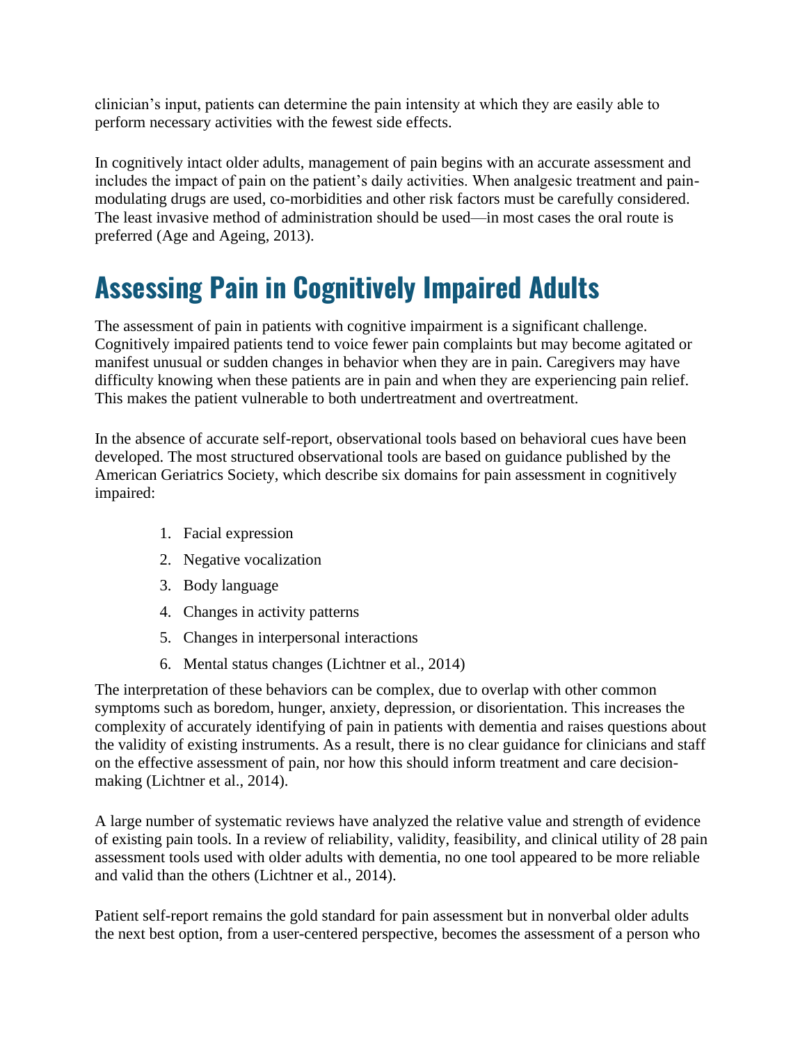clinician's input, patients can determine the pain intensity at which they are easily able to perform necessary activities with the fewest side effects.

In cognitively intact older adults, management of pain begins with an accurate assessment and includes the impact of pain on the patient's daily activities. When analgesic treatment and pain-modulating drugs are used, co-morbidities and other risk factors must be carefully considered. The least invasive method of administration should be used—in most cases the oral route is preferred (Age and Ageing, 2013).

# Assessing Pain in Cognitively Impaired Adults

The assessment of pain in patients with cognitive impairment is a significant challenge. Cognitively impaired patients tend to voice fewer pain complaints but may become agitated or manifest unusual or sudden changes in behavior when they are in pain. Caregivers may have difficulty knowing when these patients are in pain and when they are experiencing pain relief. This makes the patient vulnerable to both undertreatment and overtreatment.

In the absence of accurate self-report, observational tools based on behavioral cues have been developed. The most structured observational tools are based on guidance published by the American Geriatrics Society, which describe six domains for pain assessment in cognitively impaired:

1. Facial expression
2. Negative vocalization
3. Body language
4. Changes in activity patterns
5. Changes in interpersonal interactions
6. Mental status changes (Lichtner et al., 2014)

The interpretation of these behaviors can be complex, due to overlap with other common symptoms such as boredom, hunger, anxiety, depression, or disorientation. This increases the complexity of accurately identifying of pain in patients with dementia and raises questions about the validity of existing instruments. As a result, there is no clear guidance for clinicians and staff on the effective assessment of pain, nor how this should inform treatment and care decision-making (Lichtner et al., 2014).

A large number of systematic reviews have analyzed the relative value and strength of evidence of existing pain tools. In a review of reliability, validity, feasibility, and clinical utility of 28 pain assessment tools used with older adults with dementia, no one tool appeared to be more reliable and valid than the others (Lichtner et al., 2014).

Patient self-report remains the gold standard for pain assessment but in nonverbal older adults the next best option, from a user-centered perspective, becomes the assessment of a person who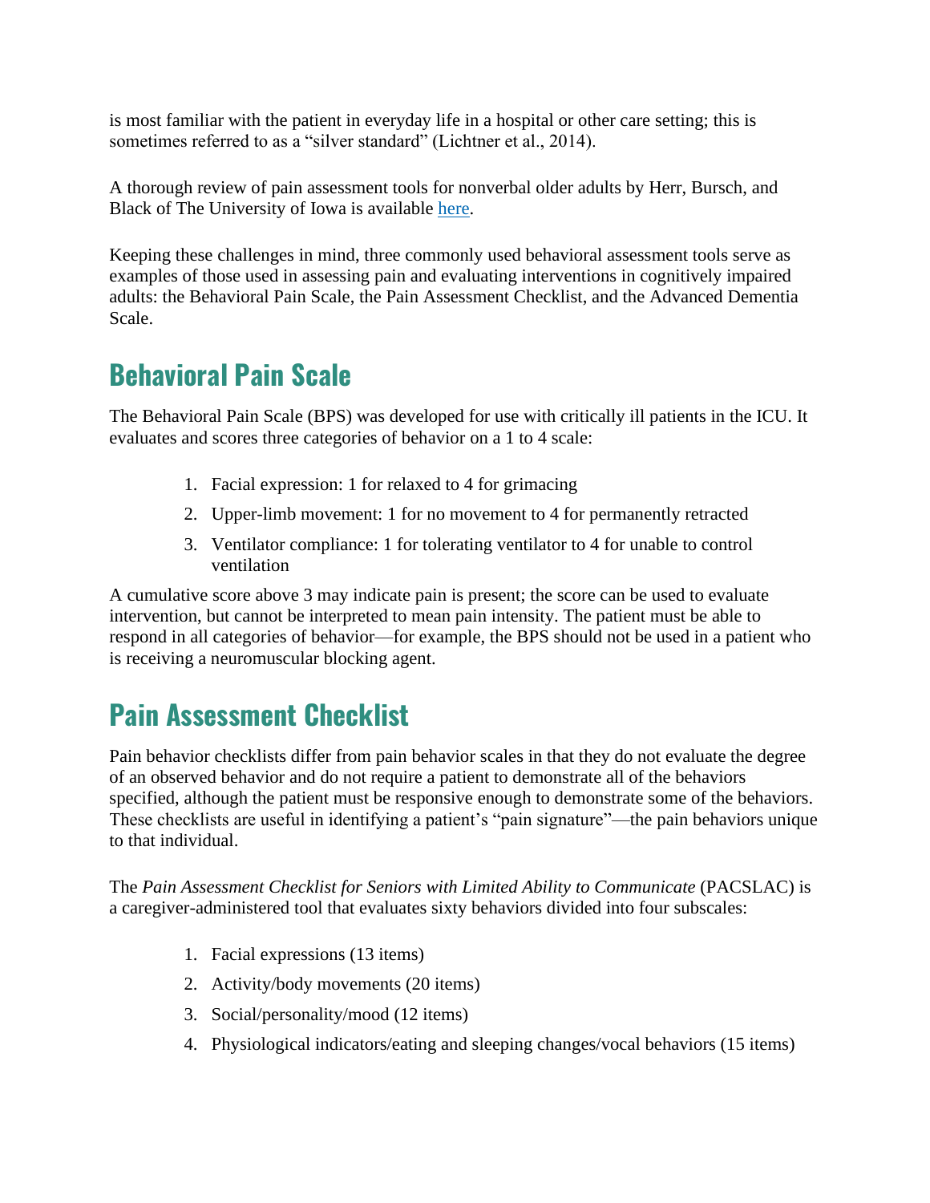is most familiar with the patient in everyday life in a hospital or other care setting; this is sometimes referred to as a "silver standard" (Lichtner et al., 2014).

A thorough review of pain assessment tools for nonverbal older adults by Herr, Bursch, and Black of The University of Iowa is available here.

Keeping these challenges in mind, three commonly used behavioral assessment tools serve as examples of those used in assessing pain and evaluating interventions in cognitively impaired adults: the Behavioral Pain Scale, the Pain Assessment Checklist, and the Advanced Dementia Scale.

## Behavioral Pain Scale

The Behavioral Pain Scale (BPS) was developed for use with critically ill patients in the ICU. It evaluates and scores three categories of behavior on a 1 to 4 scale:

1. Facial expression: 1 for relaxed to 4 for grimacing
2. Upper-limb movement: 1 for no movement to 4 for permanently retracted
3. Ventilator compliance: 1 for tolerating ventilator to 4 for unable to control ventilation

A cumulative score above 3 may indicate pain is present; the score can be used to evaluate intervention, but cannot be interpreted to mean pain intensity. The patient must be able to respond in all categories of behavior—for example, the BPS should not be used in a patient who is receiving a neuromuscular blocking agent.

## Pain Assessment Checklist

Pain behavior checklists differ from pain behavior scales in that they do not evaluate the degree of an observed behavior and do not require a patient to demonstrate all of the behaviors specified, although the patient must be responsive enough to demonstrate some of the behaviors. These checklists are useful in identifying a patient's "pain signature"—the pain behaviors unique to that individual.

The *Pain Assessment Checklist for Seniors with Limited Ability to Communicate* (PACSLAC) is a caregiver-administered tool that evaluates sixty behaviors divided into four subscales:

1. Facial expressions (13 items)
2. Activity/body movements (20 items)
3. Social/personality/mood (12 items)
4. Physiological indicators/eating and sleeping changes/vocal behaviors (15 items)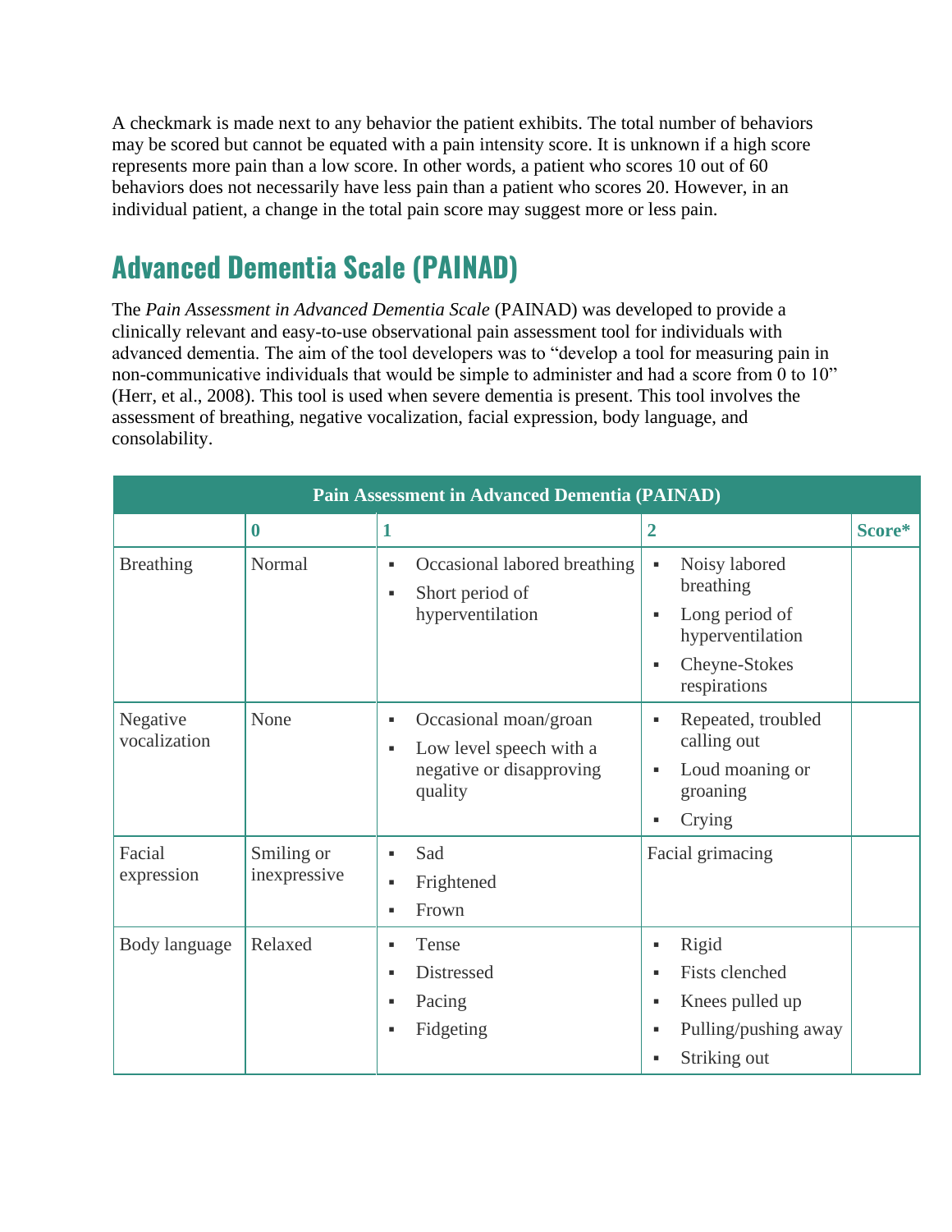A checkmark is made next to any behavior the patient exhibits. The total number of behaviors may be scored but cannot be equated with a pain intensity score. It is unknown if a high score represents more pain than a low score. In other words, a patient who scores 10 out of 60 behaviors does not necessarily have less pain than a patient who scores 20. However, in an individual patient, a change in the total pain score may suggest more or less pain.

## Advanced Dementia Scale (PAINAD)

The *Pain Assessment in Advanced Dementia Scale* (PAINAD) was developed to provide a clinically relevant and easy-to-use observational pain assessment tool for individuals with advanced dementia. The aim of the tool developers was to "develop a tool for measuring pain in non-communicative individuals that would be simple to administer and had a score from 0 to 10" (Herr, et al., 2008). This tool is used when severe dementia is present. This tool involves the assessment of breathing, negative vocalization, facial expression, body language, and consolability.

| Pain Assessment in Advanced Dementia (PAINAD) | | | | |
|---|---|---|---|---|
| | **0** | **1** | **2** | **Score*** |
| Breathing | Normal | ▪ Occasional labored breathing<br>▪ Short period of hyperventilation | ▪ Noisy labored breathing<br>▪ Long period of hyperventilation<br>▪ Cheyne-Stokes respirations | |
| Negative vocalization | None | ▪ Occasional moan/groan<br>▪ Low level speech with a negative or disapproving quality | ▪ Repeated, troubled calling out<br>▪ Loud moaning or groaning<br>▪ Crying | |
| Facial expression | Smiling or inexpressive | ▪ Sad<br>▪ Frightened<br>▪ Frown | Facial grimacing | |
| Body language | Relaxed | ▪ Tense<br>▪ Distressed<br>▪ Pacing<br>▪ Fidgeting | ▪ Rigid<br>▪ Fists clenched<br>▪ Knees pulled up<br>▪ Pulling/pushing away<br>▪ Striking out | |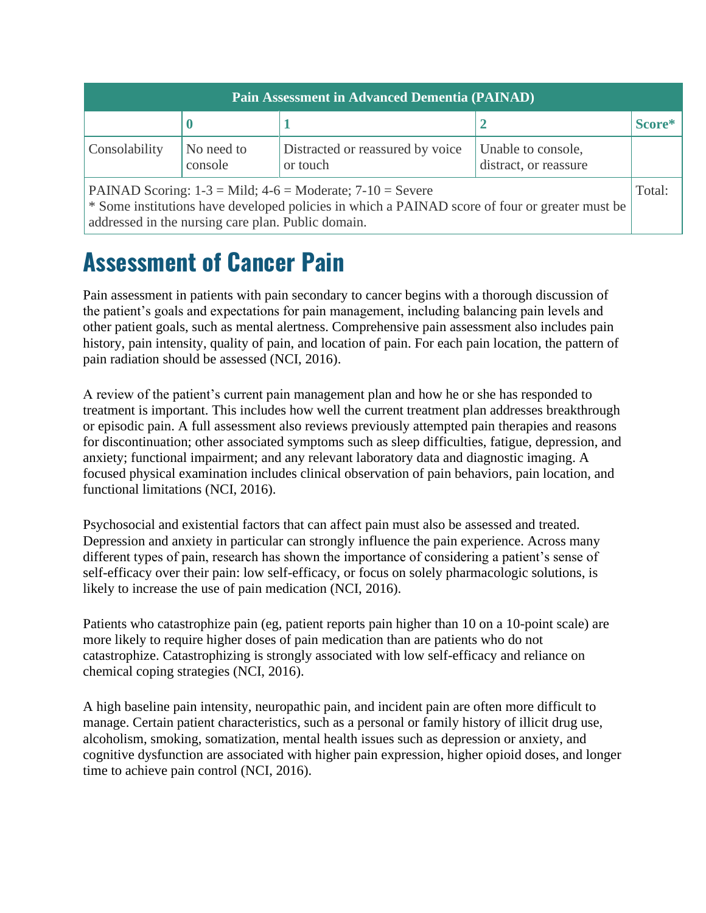| Pain Assessment in Advanced Dementia (PAINAD) | | | | |
|---|---|---|---|---|
| | 0 | 1 | 2 | Score* |
| Consolability | No need to console | Distracted or reassured by voice or touch | Unable to console, distract, or reassure | |
| PAINAD Scoring: 1-3 = Mild; 4-6 = Moderate; 7-10 = Severe<br>* Some institutions have developed policies in which a PAINAD score of four or greater must be addressed in the nursing care plan. Public domain. | | | | Total: |

## Assessment of Cancer Pain

Pain assessment in patients with pain secondary to cancer begins with a thorough discussion of the patient's goals and expectations for pain management, including balancing pain levels and other patient goals, such as mental alertness. Comprehensive pain assessment also includes pain history, pain intensity, quality of pain, and location of pain. For each pain location, the pattern of pain radiation should be assessed (NCI, 2016).

A review of the patient's current pain management plan and how he or she has responded to treatment is important. This includes how well the current treatment plan addresses breakthrough or episodic pain. A full assessment also reviews previously attempted pain therapies and reasons for discontinuation; other associated symptoms such as sleep difficulties, fatigue, depression, and anxiety; functional impairment; and any relevant laboratory data and diagnostic imaging. A focused physical examination includes clinical observation of pain behaviors, pain location, and functional limitations (NCI, 2016).

Psychosocial and existential factors that can affect pain must also be assessed and treated. Depression and anxiety in particular can strongly influence the pain experience. Across many different types of pain, research has shown the importance of considering a patient's sense of self-efficacy over their pain: low self-efficacy, or focus on solely pharmacologic solutions, is likely to increase the use of pain medication (NCI, 2016).

Patients who catastrophize pain (eg, patient reports pain higher than 10 on a 10-point scale) are more likely to require higher doses of pain medication than are patients who do not catastrophize. Catastrophizing is strongly associated with low self-efficacy and reliance on chemical coping strategies (NCI, 2016).

A high baseline pain intensity, neuropathic pain, and incident pain are often more difficult to manage. Certain patient characteristics, such as a personal or family history of illicit drug use, alcoholism, smoking, somatization, mental health issues such as depression or anxiety, and cognitive dysfunction are associated with higher pain expression, higher opioid doses, and longer time to achieve pain control (NCI, 2016).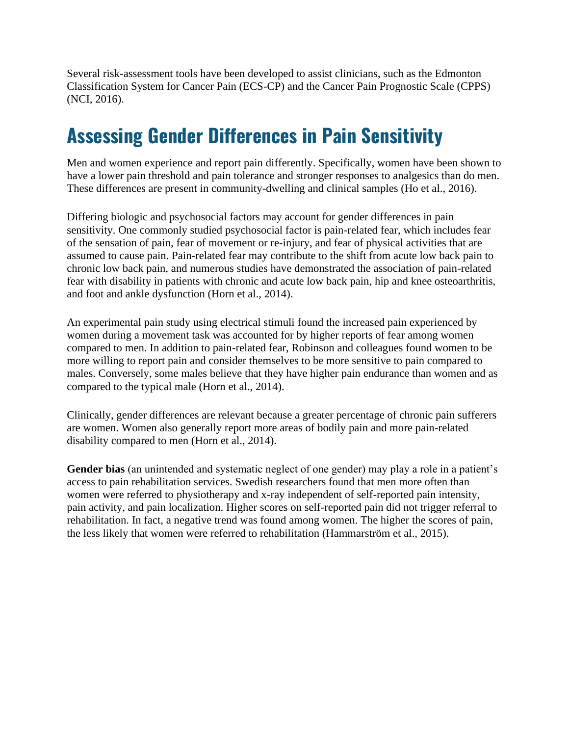Several risk-assessment tools have been developed to assist clinicians, such as the Edmonton Classification System for Cancer Pain (ECS-CP) and the Cancer Pain Prognostic Scale (CPPS) (NCI, 2016).

## Assessing Gender Differences in Pain Sensitivity

Men and women experience and report pain differently. Specifically, women have been shown to have a lower pain threshold and pain tolerance and stronger responses to analgesics than do men. These differences are present in community-dwelling and clinical samples (Ho et al., 2016).

Differing biologic and psychosocial factors may account for gender differences in pain sensitivity. One commonly studied psychosocial factor is pain-related fear, which includes fear of the sensation of pain, fear of movement or re-injury, and fear of physical activities that are assumed to cause pain. Pain-related fear may contribute to the shift from acute low back pain to chronic low back pain, and numerous studies have demonstrated the association of pain-related fear with disability in patients with chronic and acute low back pain, hip and knee osteoarthritis, and foot and ankle dysfunction (Horn et al., 2014).

An experimental pain study using electrical stimuli found the increased pain experienced by women during a movement task was accounted for by higher reports of fear among women compared to men. In addition to pain-related fear, Robinson and colleagues found women to be more willing to report pain and consider themselves to be more sensitive to pain compared to males. Conversely, some males believe that they have higher pain endurance than women and as compared to the typical male (Horn et al., 2014).

Clinically, gender differences are relevant because a greater percentage of chronic pain sufferers are women. Women also generally report more areas of bodily pain and more pain-related disability compared to men (Horn et al., 2014).

**Gender bias** (an unintended and systematic neglect of one gender) may play a role in a patient's access to pain rehabilitation services. Swedish researchers found that men more often than women were referred to physiotherapy and x-ray independent of self-reported pain intensity, pain activity, and pain localization. Higher scores on self-reported pain did not trigger referral to rehabilitation. In fact, a negative trend was found among women. The higher the scores of pain, the less likely that women were referred to rehabilitation (Hammarström et al., 2015).